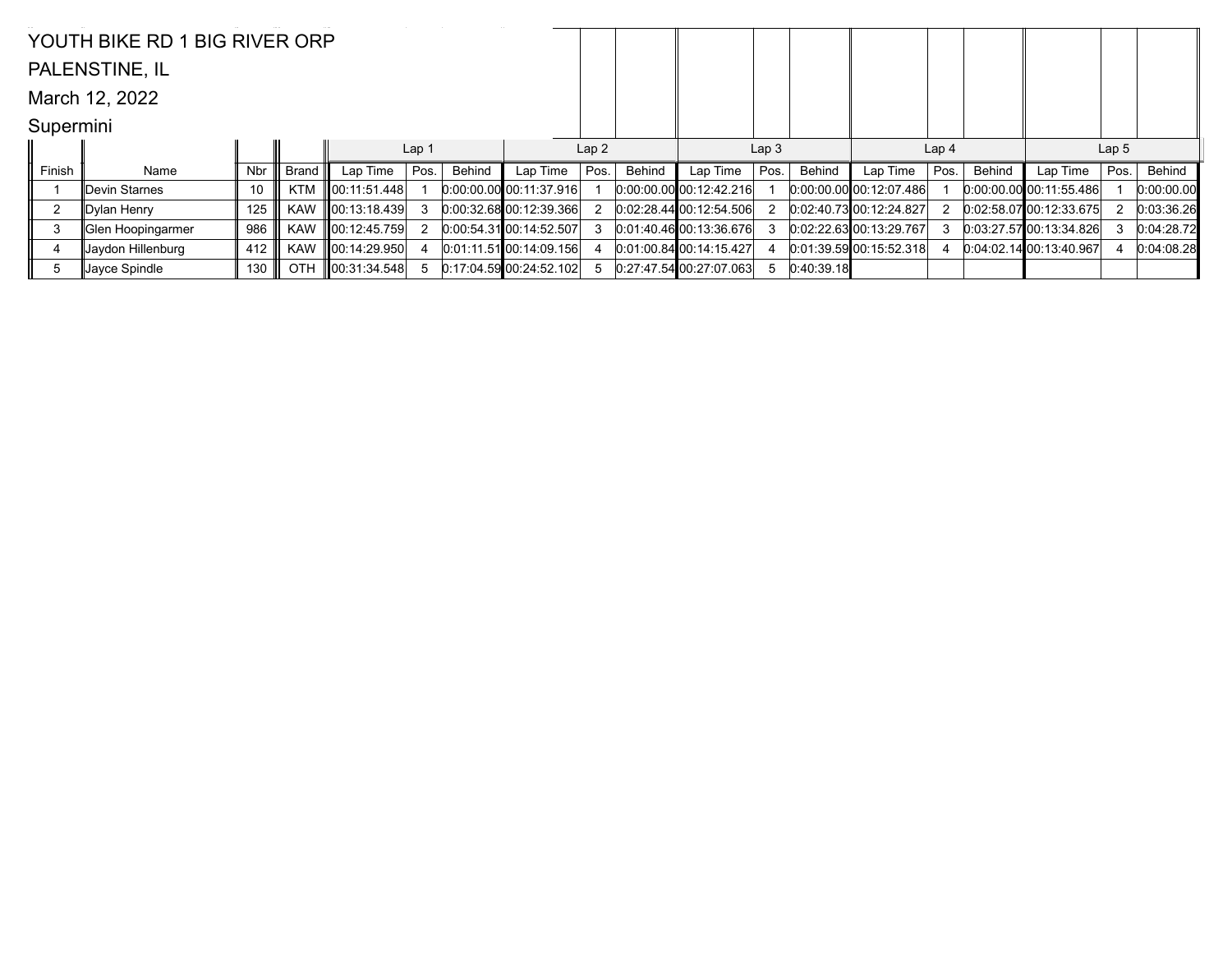YOUTH BIKE RD 1 BIG RIVER ORP

PALENSTINE, IL

March 12, 2022

Supermini

| | | | | Lap 1 | | | Lap 2 | | | Lap 3 | | | Lap 4 | | | Lap 5 | | |
|---|---|---|---|---|---|---|---|---|---|---|---|---|---|---|---|---|---|---|
| Finish | Name | Nbr | Brand | Lap Time | Pos. | Behind | Lap Time | Pos. | Behind | Lap Time | Pos. | Behind | Lap Time | Pos. | Behind | Lap Time | Pos. | Behind |
| 1 | Devin Starnes | 10 | KTM | 00:11:51.448 | 1 | 0:00:00.00 | 00:11:37.916 | 1 | 0:00:00.00 | 00:12:42.216 | 1 | 0:00:00.00 | 00:12:07.486 | 1 | 0:00:00.00 | 00:11:55.486 | 1 | 0:00:00.00 |
| 2 | Dylan Henry | 125 | KAW | 00:13:18.439 | 3 | 0:00:32.68 | 00:12:39.366 | 2 | 0:02:28.44 | 00:12:54.506 | 2 | 0:02:40.73 | 00:12:24.827 | 2 | 0:02:58.07 | 00:12:33.675 | 2 | 0:03:36.26 |
| 3 | Glen Hoopingarmer | 986 | KAW | 00:12:45.759 | 2 | 0:00:54.31 | 00:14:52.507 | 3 | 0:01:40.46 | 00:13:36.676 | 3 | 0:02:22.63 | 00:13:29.767 | 3 | 0:03:27.57 | 00:13:34.826 | 3 | 0:04:28.72 |
| 4 | Jaydon Hillenburg | 412 | KAW | 00:14:29.950 | 4 | 0:01:11.51 | 00:14:09.156 | 4 | 0:01:00.84 | 00:14:15.427 | 4 | 0:01:39.59 | 00:15:52.318 | 4 | 0:04:02.14 | 00:13:40.967 | 4 | 0:04:08.28 |
| 5 | Jayce Spindle | 130 | OTH | 00:31:34.548 | 5 | 0:17:04.59 | 00:24:52.102 | 5 | 0:27:47.54 | 00:27:07.063 | 5 | 0:40:39.18 | | | | | | |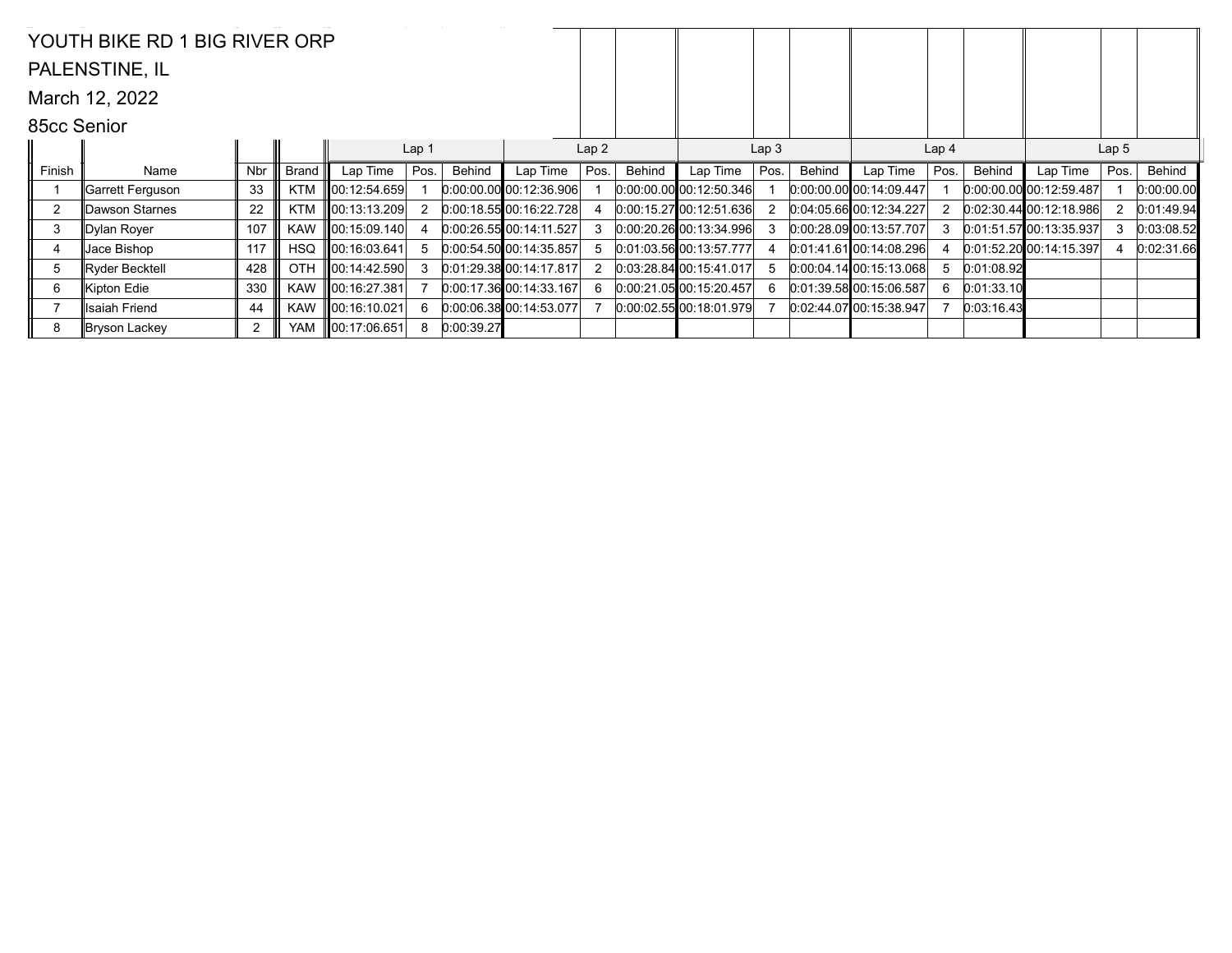YOUTH BIKE RD 1 BIG RIVER ORP

PALENSTINE, IL

March 12, 2022

85cc Senior

| | | | | Lap 1 | | | Lap 2 | | | Lap 3 | | | Lap 4 | | | Lap 5 | | |
|---|---|---|---|---|---|---|---|---|---|---|---|---|---|---|---|---|---|---|
| Finish | Name | Nbr | Brand | Lap Time | Pos. | Behind | Lap Time | Pos. | Behind | Lap Time | Pos. | Behind | Lap Time | Pos. | Behind | Lap Time | Pos. | Behind |
| 1 | Garrett Ferguson | 33 | KTM | 00:12:54.659 | 1 | 0:00:00.00 | 00:12:36.906 | 1 | 0:00:00.00 | 00:12:50.346 | 1 | 0:00:00.00 | 00:14:09.447 | 1 | 0:00:00.00 | 00:12:59.487 | 1 | 0:00:00.00 |
| 2 | Dawson Starnes | 22 | KTM | 00:13:13.209 | 2 | 0:00:18.55 | 00:16:22.728 | 4 | 0:00:15.27 | 00:12:51.636 | 2 | 0:04:05.66 | 00:12:34.227 | 2 | 0:02:30.44 | 00:12:18.986 | 2 | 0:01:49.94 |
| 3 | Dylan Royer | 107 | KAW | 00:15:09.140 | 4 | 0:00:26.55 | 00:14:11.527 | 3 | 0:00:20.26 | 00:13:34.996 | 3 | 0:00:28.09 | 00:13:57.707 | 3 | 0:01:51.57 | 00:13:35.937 | 3 | 0:03:08.52 |
| 4 | Jace Bishop | 117 | HSQ | 00:16:03.641 | 5 | 0:00:54.50 | 00:14:35.857 | 5 | 0:01:03.56 | 00:13:57.777 | 4 | 0:01:41.61 | 00:14:08.296 | 4 | 0:01:52.20 | 00:14:15.397 | 4 | 0:02:31.66 |
| 5 | Ryder Becktell | 428 | OTH | 00:14:42.590 | 3 | 0:01:29.38 | 00:14:17.817 | 2 | 0:03:28.84 | 00:15:41.017 | 5 | 0:00:04.14 | 00:15:13.068 | 5 | 0:01:08.92 | | | |
| 6 | Kipton Edie | 330 | KAW | 00:16:27.381 | 7 | 0:00:17.36 | 00:14:33.167 | 6 | 0:00:21.05 | 00:15:20.457 | 6 | 0:01:39.58 | 00:15:06.587 | 6 | 0:01:33.10 | | | |
| 7 | Isaiah Friend | 44 | KAW | 00:16:10.021 | 6 | 0:00:06.38 | 00:14:53.077 | 7 | 0:00:02.55 | 00:18:01.979 | 7 | 0:02:44.07 | 00:15:38.947 | 7 | 0:03:16.43 | | | |
| 8 | Bryson Lackey | 2 | YAM | 00:17:06.651 | 8 | 0:00:39.27 | | | | | | | | | | | | |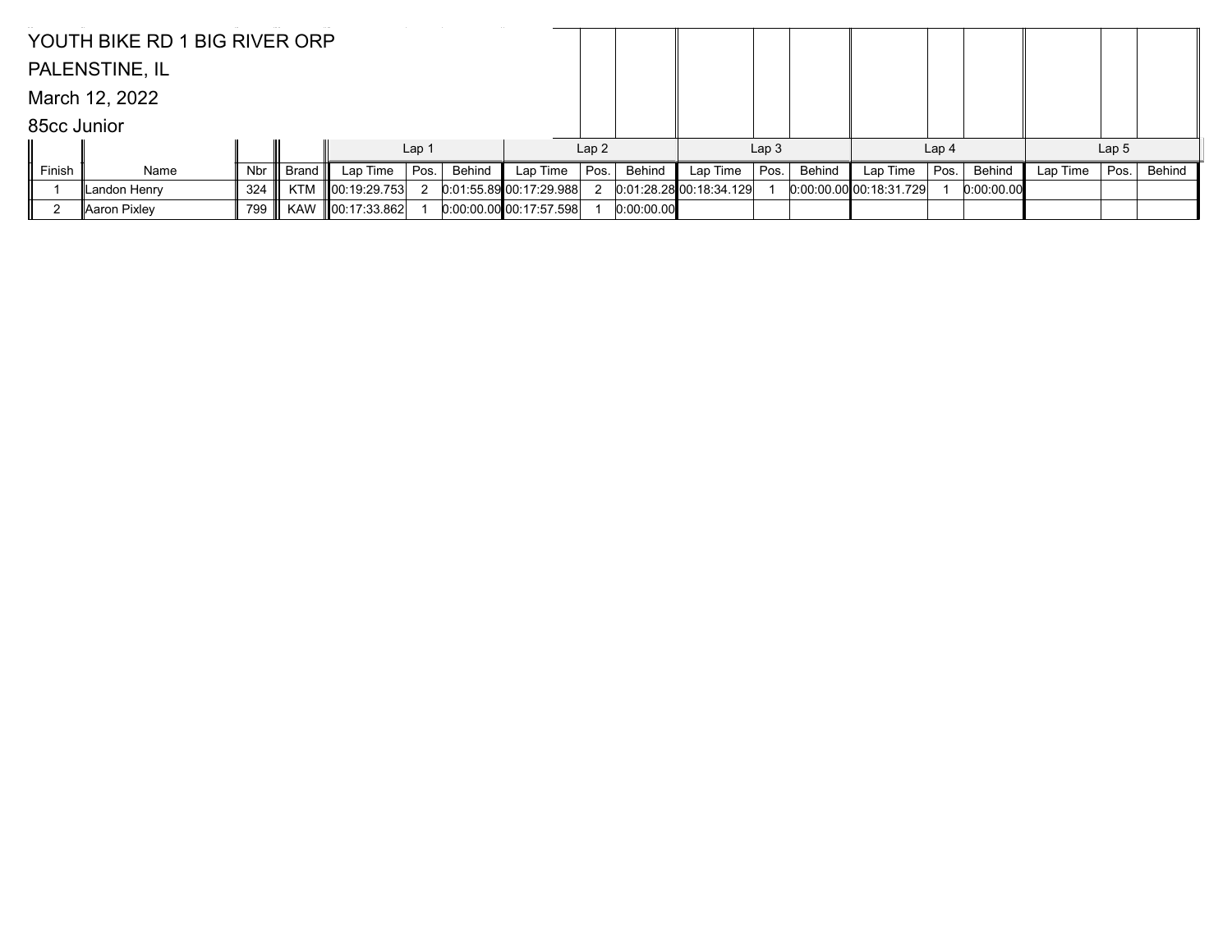YOUTH BIKE RD 1 BIG RIVER ORP

PALENSTINE, IL

March 12, 2022

85cc Junior

| | | | | Lap 1 | | | Lap 2 | | | Lap 3 | | | Lap 4 | | | Lap 5 | | |
|---|---|---|---|---|---|---|---|---|---|---|---|---|---|---|---|---|---|---|
| Finish | Name | Nbr | Brand | Lap Time | Pos. | Behind | Lap Time | Pos. | Behind | Lap Time | Pos. | Behind | Lap Time | Pos. | Behind | Lap Time | Pos. | Behind |
| 1 | Landon Henry | 324 | KTM | 00:19:29.753 | 2 | 0:01:55.89 | 00:17:29.988 | 2 | 0:01:28.28 | 00:18:34.129 | 1 | 0:00:00.00 | 00:18:31.729 | 1 | 0:00:00.00 | | | |
| 2 | Aaron Pixley | 799 | KAW | 00:17:33.862 | 1 | 0:00:00.00 | 00:17:57.598 | 1 | 0:00:00.00 | | | | | | | | | |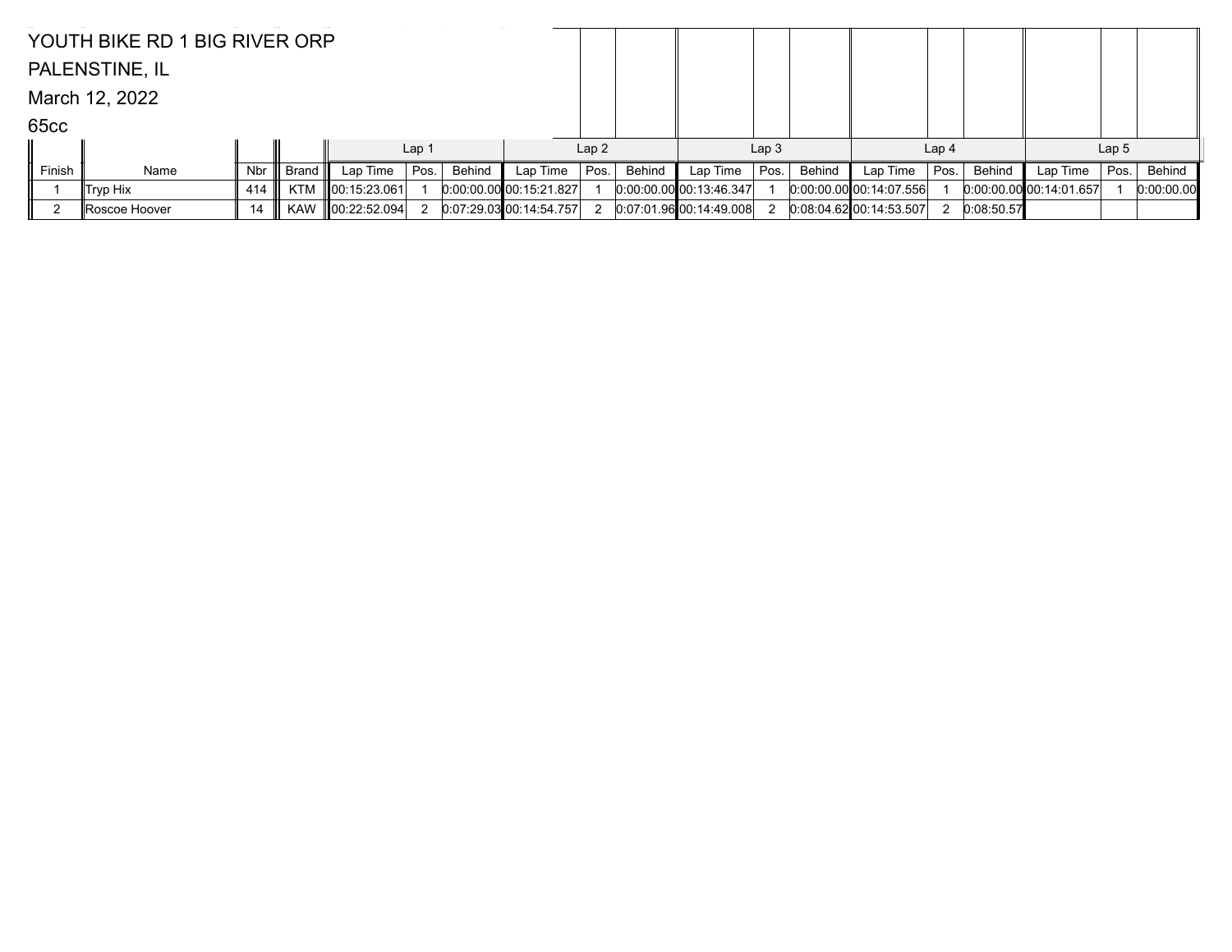YOUTH BIKE RD 1 BIG RIVER ORP

PALENSTINE, IL

March 12, 2022

65cc

| | | | | Lap 1 | | | Lap 2 | | | Lap 3 | | | Lap 4 | | | Lap 5 | | |
|---|---|---|---|---|---|---|---|---|---|---|---|---|---|---|---|---|---|---|
| Finish | Name | Nbr | Brand | Lap Time | Pos. | Behind | Lap Time | Pos. | Behind | Lap Time | Pos. | Behind | Lap Time | Pos. | Behind | Lap Time | Pos. | Behind |
| 1 | Tryp Hix | 414 | KTM | 00:15:23.061 | 1 | 0:00:00.00 | 00:15:21.827 | 1 | 0:00:00.00 | 00:13:46.347 | 1 | 0:00:00.00 | 00:14:07.556 | 1 | 0:00:00.00 | 00:14:01.657 | 1 | 0:00:00.00 |
| 2 | Roscoe Hoover | 14 | KAW | 00:22:52.094 | 2 | 0:07:29.03 | 00:14:54.757 | 2 | 0:07:01.96 | 00:14:49.008 | 2 | 0:08:04.62 | 00:14:53.507 | 2 | 0:08:50.57 | | | |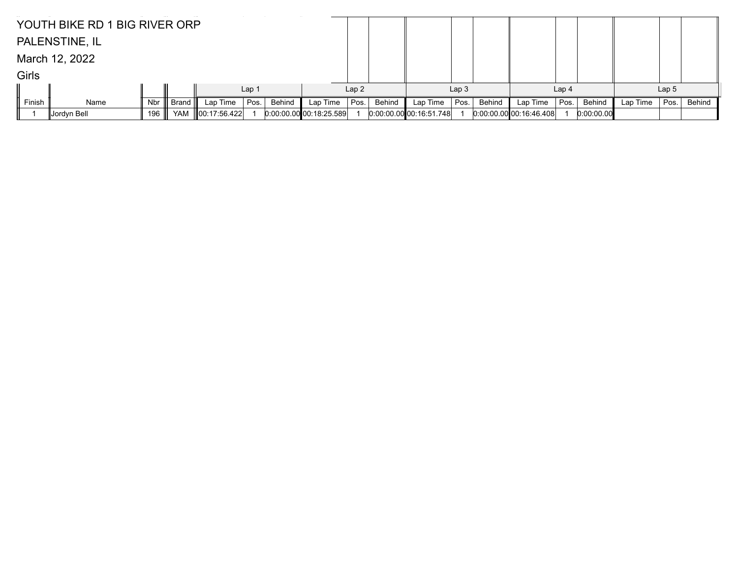YOUTH BIKE RD 1 BIG RIVER ORP

PALENSTINE, IL

March 12, 2022

Girls

| | | | | Lap 1 | | | Lap 2 | | | Lap 3 | | | Lap 4 | | | Lap 5 | | |
|---|---|---|---|---|---|---|---|---|---|---|---|---|---|---|---|---|---|---|
| Finish | Name | Nbr | Brand | Lap Time | Pos. | Behind | Lap Time | Pos. | Behind | Lap Time | Pos. | Behind | Lap Time | Pos. | Behind | Lap Time | Pos. | Behind |
| 1 | Jordyn Bell | 196 | YAM | 00:17:56.422 | 1 | 0:00:00.00 | 00:18:25.589 | 1 | 0:00:00.00 | 00:16:51.748 | 1 | 0:00:00.00 | 00:16:46.408 | 1 | 0:00:00.00 | | | |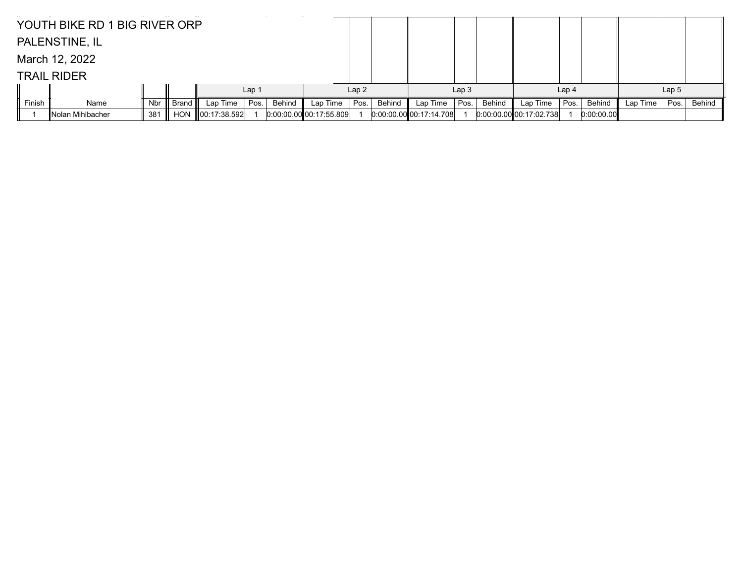YOUTH BIKE RD 1 BIG RIVER ORP

PALENSTINE, IL

March 12, 2022

TRAIL RIDER

| | | | | Lap 1 | | | Lap 2 | | | Lap 3 | | | Lap 4 | | | Lap 5 | | |
|---|---|---|---|---|---|---|---|---|---|---|---|---|---|---|---|---|---|---|
| Finish | Name | Nbr | Brand | Lap Time | Pos. | Behind | Lap Time | Pos. | Behind | Lap Time | Pos. | Behind | Lap Time | Pos. | Behind | Lap Time | Pos. | Behind |
| 1 | Nolan Mihlbacher | 381 | HON | 00:17:38.592 | 1 | 0:00:00.00 | 00:17:55.809 | 1 | 0:00:00.00 | 00:17:14.708 | 1 | 0:00:00.00 | 00:17:02.738 | 1 | 0:00:00.00 | | | |